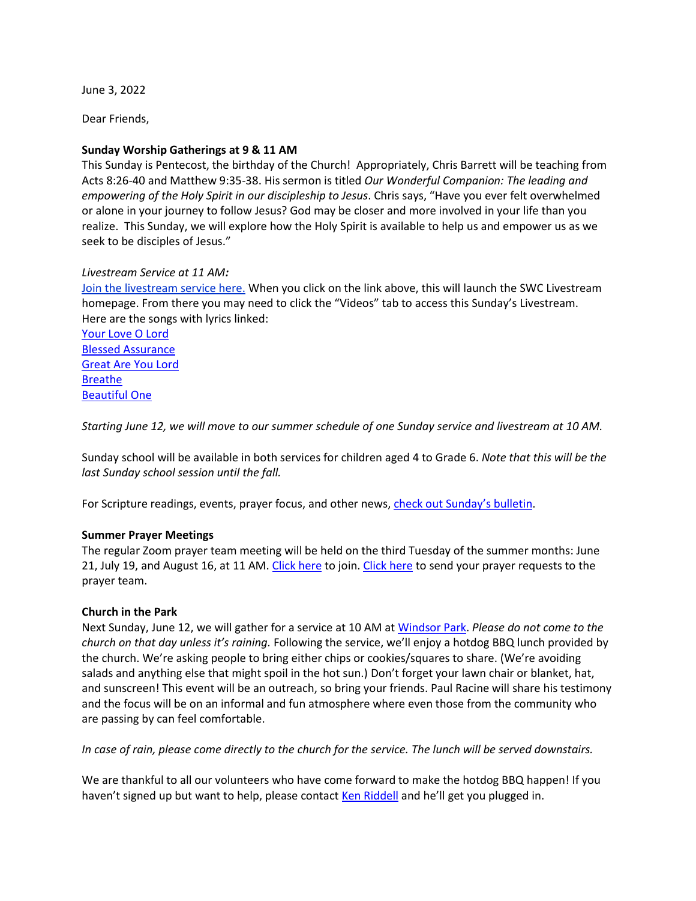June 3, 2022

Dear Friends,

**Sunday Worship Gatherings at 9 & 11 AM**

This Sunday is Pentecost, the birthday of the Church! Appropriately, Chris Barrett will be teaching from Acts 8:26-40 and Matthew 9:35-38. His sermon is titled *Our Wonderful Companion: The leading and empowering of the Holy Spirit in our discipleship to Jesus*. Chris says, "Have you ever felt overwhelmed or alone in your journey to follow Jesus? God may be closer and more involved in your life than you realize. This Sunday, we will explore how the Holy Spirit is available to help us and empower us as we seek to be disciples of Jesus."

*Livestream Service at 11 AM:*

Join the livestream service here. When you click on the link above, this will launch the SWC Livestream homepage. From there you may need to click the "Videos" tab to access this Sunday's Livestream.
Here are the songs with lyrics linked:

Your Love O Lord
Blessed Assurance
Great Are You Lord
Breathe
Beautiful One

*Starting June 12, we will move to our summer schedule of one Sunday service and livestream at 10 AM.*

Sunday school will be available in both services for children aged 4 to Grade 6. *Note that this will be the last Sunday school session until the fall.*

For Scripture readings, events, prayer focus, and other news, check out Sunday's bulletin.

**Summer Prayer Meetings**

The regular Zoom prayer team meeting will be held on the third Tuesday of the summer months: June 21, July 19, and August 16, at 11 AM. Click here to join. Click here to send your prayer requests to the prayer team.

**Church in the Park**

Next Sunday, June 12, we will gather for a service at 10 AM at Windsor Park. *Please do not come to the church on that day unless it's raining.* Following the service, we'll enjoy a hotdog BBQ lunch provided by the church. We're asking people to bring either chips or cookies/squares to share. (We're avoiding salads and anything else that might spoil in the hot sun.) Don't forget your lawn chair or blanket, hat, and sunscreen! This event will be an outreach, so bring your friends. Paul Racine will share his testimony and the focus will be on an informal and fun atmosphere where even those from the community who are passing by can feel comfortable.

*In case of rain, please come directly to the church for the service. The lunch will be served downstairs.*

We are thankful to all our volunteers who have come forward to make the hotdog BBQ happen! If you haven't signed up but want to help, please contact Ken Riddell and he'll get you plugged in.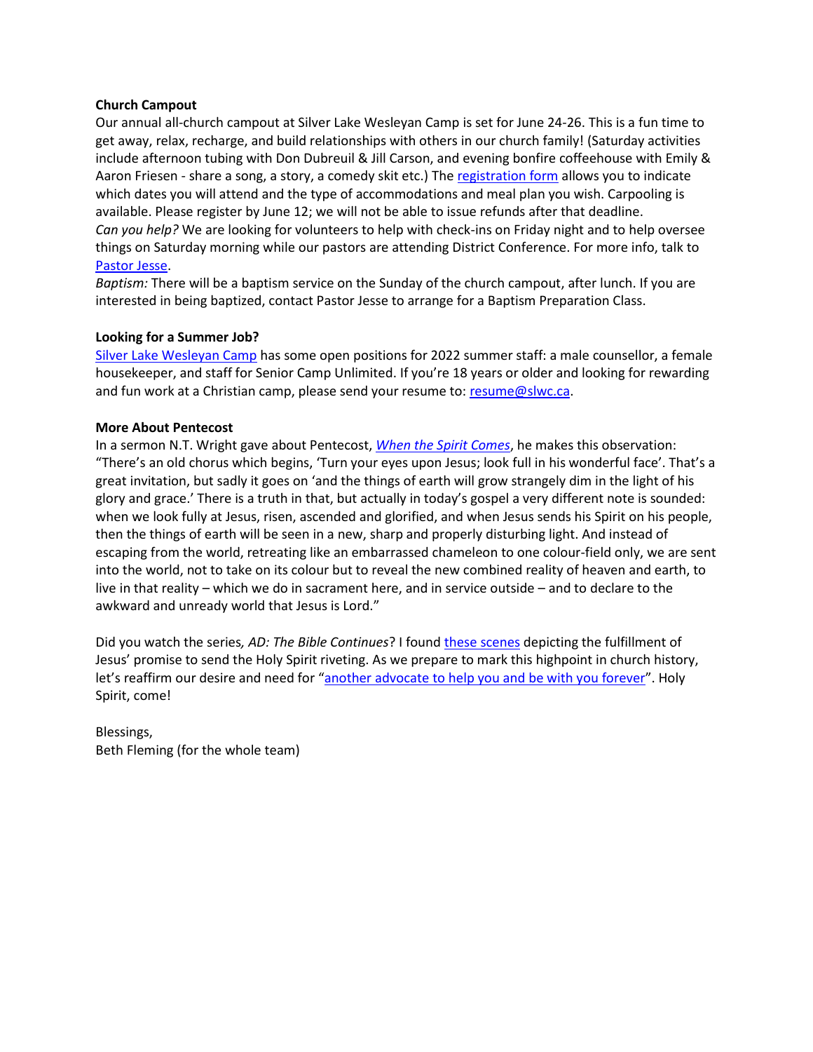**Church Campout**

Our annual all-church campout at Silver Lake Wesleyan Camp is set for June 24-26. This is a fun time to get away, relax, recharge, and build relationships with others in our church family! (Saturday activities include afternoon tubing with Don Dubreuil & Jill Carson, and evening bonfire coffeehouse with Emily & Aaron Friesen - share a song, a story, a comedy skit etc.) The registration form allows you to indicate which dates you will attend and the type of accommodations and meal plan you wish. Carpooling is available. Please register by June 12; we will not be able to issue refunds after that deadline.

*Can you help?* We are looking for volunteers to help with check-ins on Friday night and to help oversee things on Saturday morning while our pastors are attending District Conference. For more info, talk to Pastor Jesse.

*Baptism:* There will be a baptism service on the Sunday of the church campout, after lunch. If you are interested in being baptized, contact Pastor Jesse to arrange for a Baptism Preparation Class.

**Looking for a Summer Job?**

Silver Lake Wesleyan Camp has some open positions for 2022 summer staff: a male counsellor, a female housekeeper, and staff for Senior Camp Unlimited. If you're 18 years or older and looking for rewarding and fun work at a Christian camp, please send your resume to: resume@slwc.ca.

**More About Pentecost**

In a sermon N.T. Wright gave about Pentecost, *When the Spirit Comes*, he makes this observation: "There's an old chorus which begins, 'Turn your eyes upon Jesus; look full in his wonderful face'. That's a great invitation, but sadly it goes on 'and the things of earth will grow strangely dim in the light of his glory and grace.' There is a truth in that, but actually in today's gospel a very different note is sounded: when we look fully at Jesus, risen, ascended and glorified, and when Jesus sends his Spirit on his people, then the things of earth will be seen in a new, sharp and properly disturbing light. And instead of escaping from the world, retreating like an embarrassed chameleon to one colour-field only, we are sent into the world, not to take on its colour but to reveal the new combined reality of heaven and earth, to live in that reality – which we do in sacrament here, and in service outside – and to declare to the awkward and unready world that Jesus is Lord."

Did you watch the series*, AD: The Bible Continues*? I found these scenes depicting the fulfillment of Jesus' promise to send the Holy Spirit riveting. As we prepare to mark this highpoint in church history, let's reaffirm our desire and need for "another advocate to help you and be with you forever". Holy Spirit, come!

Blessings,
Beth Fleming (for the whole team)